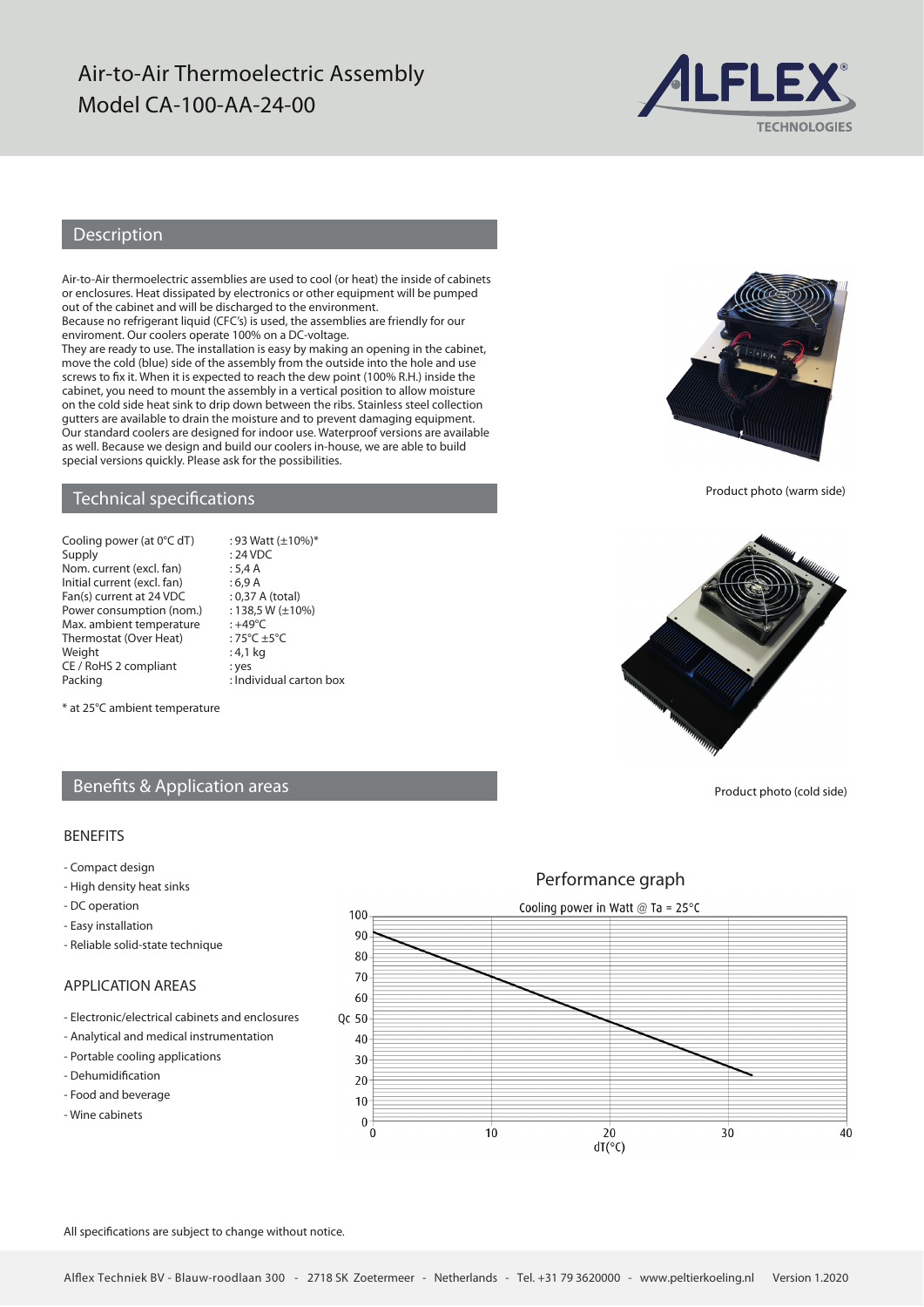# Air-to-Air Thermoelectric Assembly
# Model CA-100-AA-24-00

## Description

Air-to-Air thermoelectric assemblies are used to cool (or heat) the inside of cabinets or enclosures. Heat dissipated by electronics or other equipment will be pumped out of the cabinet and will be discharged to the environment.
Because no refrigerant liquid (CFC's) is used, the assemblies are friendly for our enviroment. Our coolers operate 100% on a DC-voltage.
They are ready to use. The installation is easy by making an opening in the cabinet, move the cold (blue) side of the assembly from the outside into the hole and use screws to fix it. When it is expected to reach the dew point (100% R.H.) inside the cabinet, you need to mount the assembly in a vertical position to allow moisture on the cold side heat sink to drip down between the ribs. Stainless steel collection gutters are available to drain the moisture and to prevent damaging equipment. Our standard coolers are designed for indoor use. Waterproof versions are available as well. Because we design and build our coolers in-house, we are able to build special versions quickly. Please ask for the possibilities.

Product photo (warm side)

Product photo (cold side)

## Technical specifications

| | |
|---|---|
| Cooling power (at 0°C dT) | : 93 Watt (±10%)* |
| Supply | : 24 VDC |
| Nom. current (excl. fan) | : 5,4 A |
| Initial current (excl. fan) | : 6,9 A |
| Fan(s) current at 24 VDC | : 0,37 A (total) |
| Power consumption (nom.) | : 138,5 W (±10%) |
| Max. ambient temperature | : +49°C |
| Thermostat (Over Heat) | : 75°C ±5°C |
| Weight | : 4,1 kg |
| CE / RoHS 2 compliant | : yes |
| Packing | : Individual carton box |

\* at 25°C ambient temperature

## Benefits & Application areas

### BENEFITS

- Compact design
- High density heat sinks
- DC operation
- Easy installation
- Reliable solid-state technique

### APPLICATION AREAS

- Electronic/electrical cabinets and enclosures
- Analytical and medical instrumentation
- Portable cooling applications
- Dehumidification
- Food and beverage
- Wine cabinets

### Performance graph

Cooling power in Watt @ Ta = 25°C

All specifications are subject to change without notice.

Alflex Techniek BV - Blauw-roodlaan 300 - 2718 SK Zoetermeer - Netherlands - Tel. +31 79 3620000 - www.peltierkoeling.nl Version 1.2020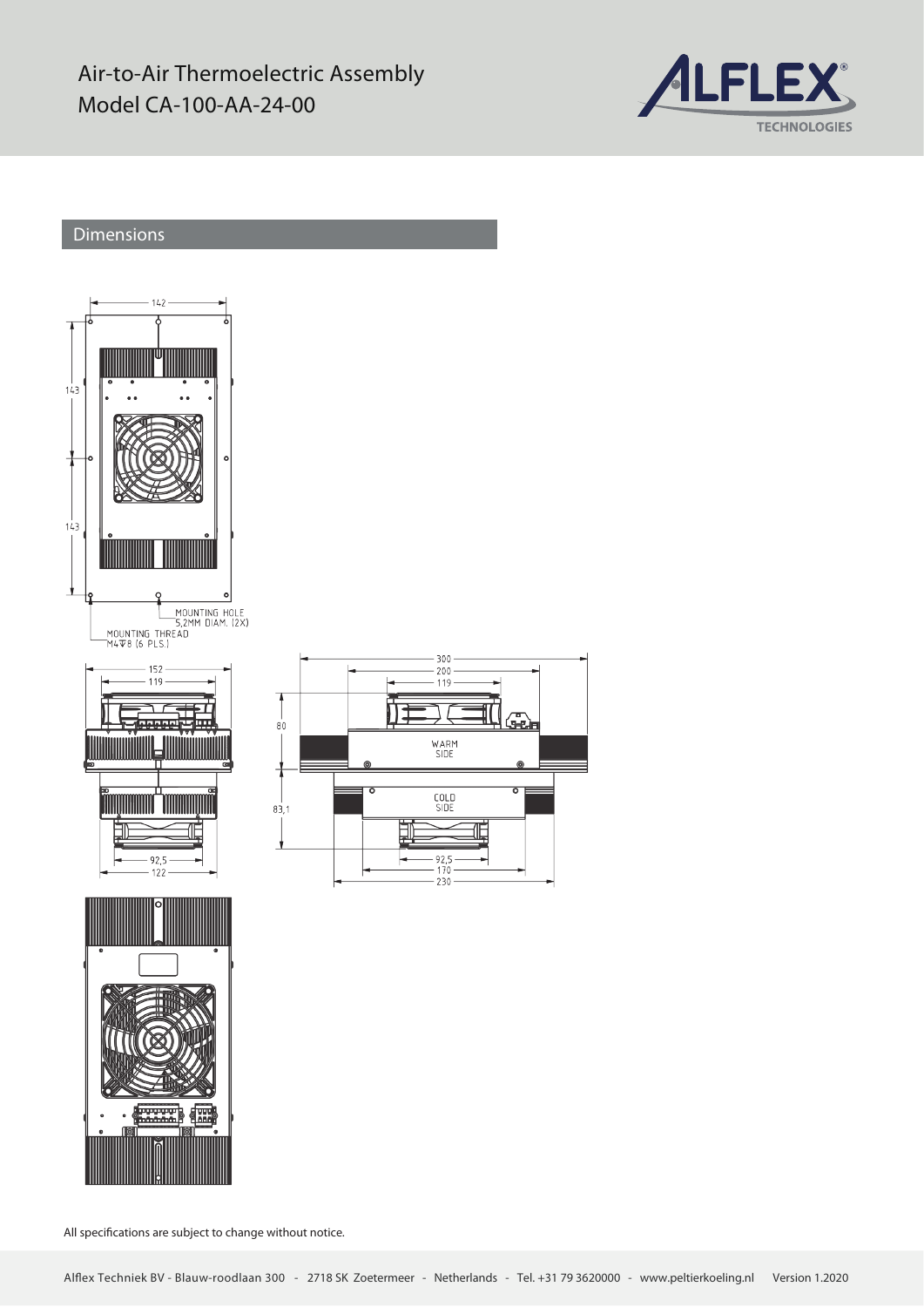# Air-to-Air Thermoelectric Assembly
# Model CA-100-AA-24-00

## Dimensions

142

143

143

MOUNTING HOLE
5,2MM DIAM. (2X)

MOUNTING THREAD
M4▽8 (6 PLS.)

152

119

92,5

122

300

200

119

80

WARM SIDE

83,1

COLD SIDE

92,5

170

230

All specifications are subject to change without notice.